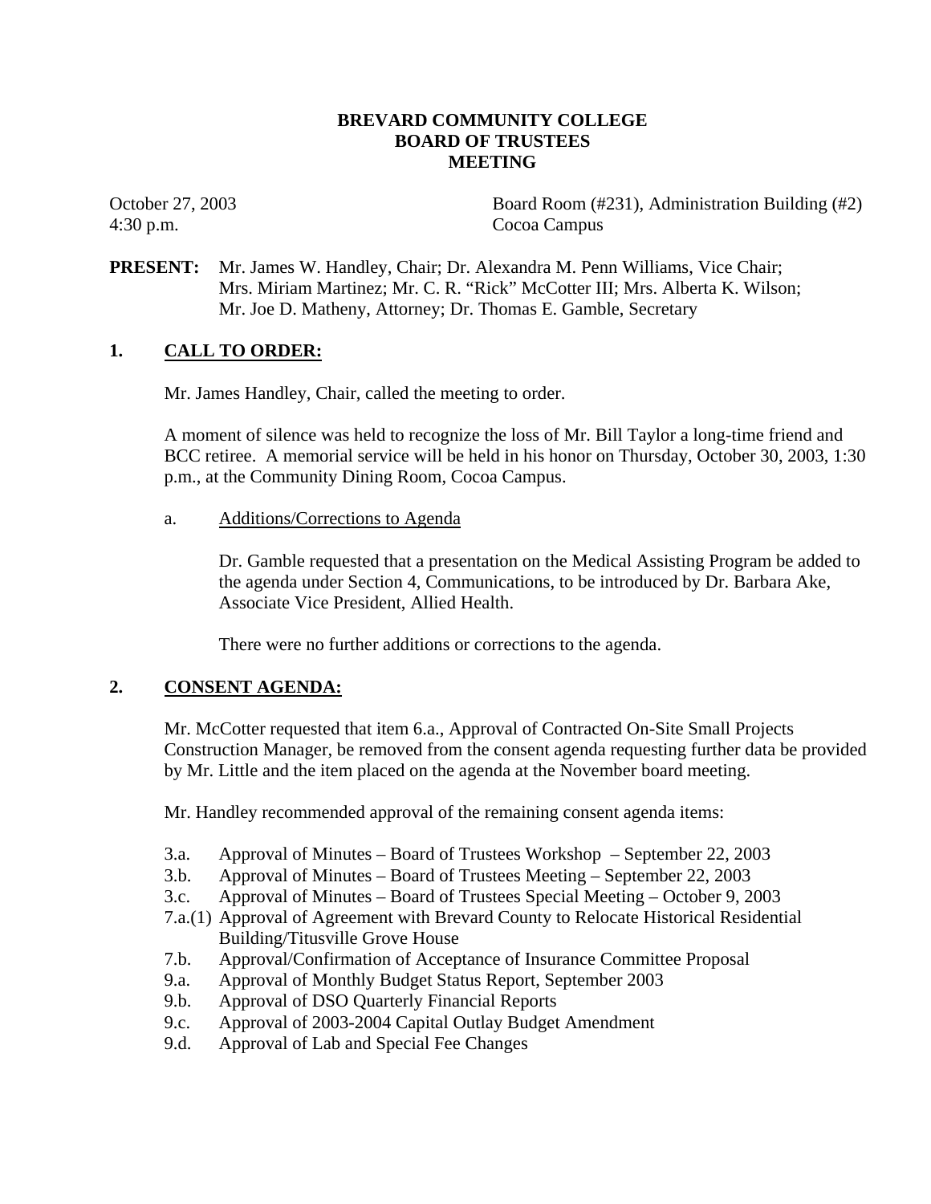# BREVARD COMMUNITY COLLEGE
# BOARD OF TRUSTEES
# MEETING

October 27, 2003 — Board Room (#231), Administration Building (#2)
4:30 p.m. — Cocoa Campus

**PRESENT:** Mr. James W. Handley, Chair; Dr. Alexandra M. Penn Williams, Vice Chair; Mrs. Miriam Martinez; Mr. C. R. "Rick" McCotter III; Mrs. Alberta K. Wilson; Mr. Joe D. Matheny, Attorney; Dr. Thomas E. Gamble, Secretary

## 1. CALL TO ORDER:

Mr. James Handley, Chair, called the meeting to order.

A moment of silence was held to recognize the loss of Mr. Bill Taylor a long-time friend and BCC retiree. A memorial service will be held in his honor on Thursday, October 30, 2003, 1:30 p.m., at the Community Dining Room, Cocoa Campus.

a. Additions/Corrections to Agenda

Dr. Gamble requested that a presentation on the Medical Assisting Program be added to the agenda under Section 4, Communications, to be introduced by Dr. Barbara Ake, Associate Vice President, Allied Health.

There were no further additions or corrections to the agenda.

## 2. CONSENT AGENDA:

Mr. McCotter requested that item 6.a., Approval of Contracted On-Site Small Projects Construction Manager, be removed from the consent agenda requesting further data be provided by Mr. Little and the item placed on the agenda at the November board meeting.

Mr. Handley recommended approval of the remaining consent agenda items:

- 3.a. Approval of Minutes – Board of Trustees Workshop – September 22, 2003
- 3.b. Approval of Minutes – Board of Trustees Meeting – September 22, 2003
- 3.c. Approval of Minutes – Board of Trustees Special Meeting – October 9, 2003
- 7.a.(1) Approval of Agreement with Brevard County to Relocate Historical Residential Building/Titusville Grove House
- 7.b. Approval/Confirmation of Acceptance of Insurance Committee Proposal
- 9.a. Approval of Monthly Budget Status Report, September 2003
- 9.b. Approval of DSO Quarterly Financial Reports
- 9.c. Approval of 2003-2004 Capital Outlay Budget Amendment
- 9.d. Approval of Lab and Special Fee Changes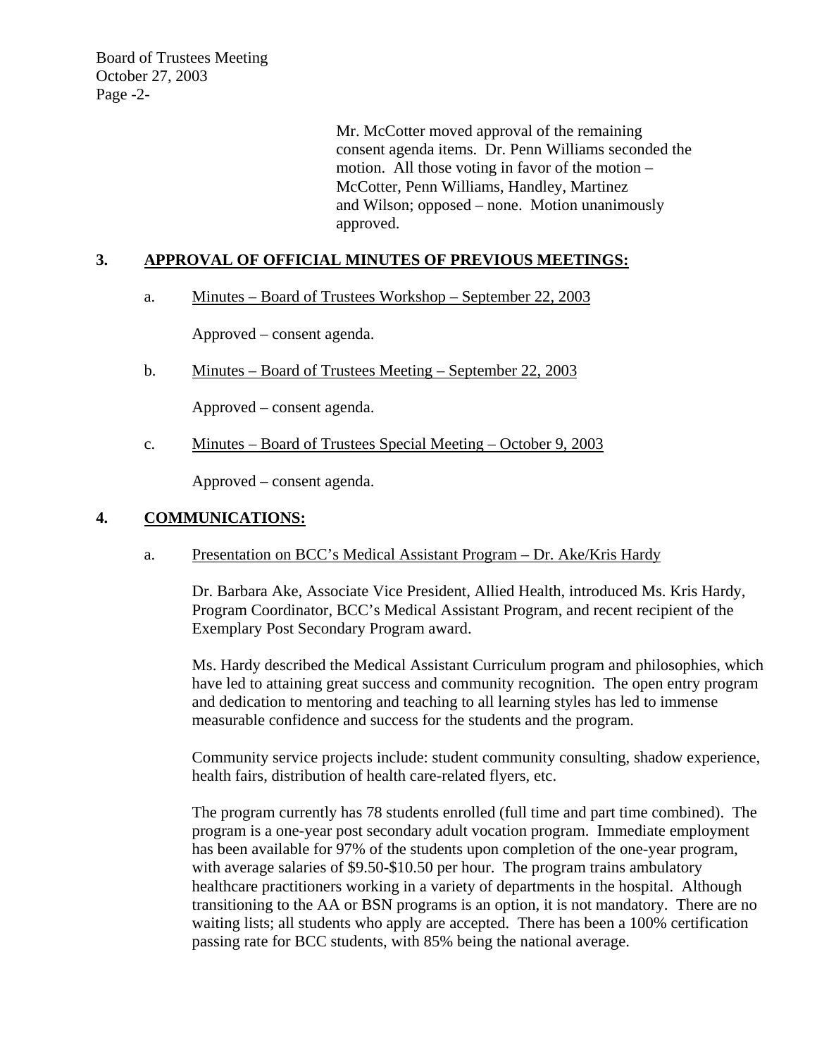Mr. McCotter moved approval of the remaining consent agenda items. Dr. Penn Williams seconded the motion. All those voting in favor of the motion – McCotter, Penn Williams, Handley, Martinez and Wilson; opposed – none. Motion unanimously approved.

## 3. APPROVAL OF OFFICIAL MINUTES OF PREVIOUS MEETINGS:

a. Minutes – Board of Trustees Workshop – September 22, 2003

Approved – consent agenda.

b. Minutes – Board of Trustees Meeting – September 22, 2003

Approved – consent agenda.

c. Minutes – Board of Trustees Special Meeting – October 9, 2003

Approved – consent agenda.

## 4. COMMUNICATIONS:

a. Presentation on BCC's Medical Assistant Program – Dr. Ake/Kris Hardy

Dr. Barbara Ake, Associate Vice President, Allied Health, introduced Ms. Kris Hardy, Program Coordinator, BCC's Medical Assistant Program, and recent recipient of the Exemplary Post Secondary Program award.

Ms. Hardy described the Medical Assistant Curriculum program and philosophies, which have led to attaining great success and community recognition. The open entry program and dedication to mentoring and teaching to all learning styles has led to immense measurable confidence and success for the students and the program.

Community service projects include: student community consulting, shadow experience, health fairs, distribution of health care-related flyers, etc.

The program currently has 78 students enrolled (full time and part time combined). The program is a one-year post secondary adult vocation program. Immediate employment has been available for 97% of the students upon completion of the one-year program, with average salaries of $9.50-$10.50 per hour. The program trains ambulatory healthcare practitioners working in a variety of departments in the hospital. Although transitioning to the AA or BSN programs is an option, it is not mandatory. There are no waiting lists; all students who apply are accepted. There has been a 100% certification passing rate for BCC students, with 85% being the national average.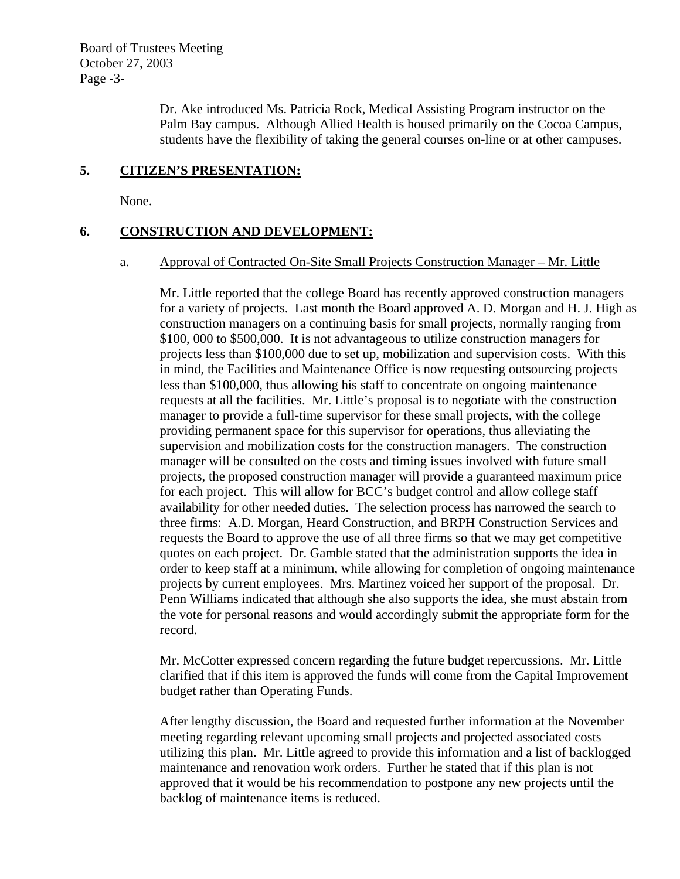Dr. Ake introduced Ms. Patricia Rock, Medical Assisting Program instructor on the Palm Bay campus. Although Allied Health is housed primarily on the Cocoa Campus, students have the flexibility of taking the general courses on-line or at other campuses.

## 5. CITIZEN'S PRESENTATION:

None.

## 6. CONSTRUCTION AND DEVELOPMENT:

### a. Approval of Contracted On-Site Small Projects Construction Manager – Mr. Little

Mr. Little reported that the college Board has recently approved construction managers for a variety of projects. Last month the Board approved A. D. Morgan and H. J. High as construction managers on a continuing basis for small projects, normally ranging from $100, 000 to $500,000. It is not advantageous to utilize construction managers for projects less than $100,000 due to set up, mobilization and supervision costs. With this in mind, the Facilities and Maintenance Office is now requesting outsourcing projects less than $100,000, thus allowing his staff to concentrate on ongoing maintenance requests at all the facilities. Mr. Little's proposal is to negotiate with the construction manager to provide a full-time supervisor for these small projects, with the college providing permanent space for this supervisor for operations, thus alleviating the supervision and mobilization costs for the construction managers. The construction manager will be consulted on the costs and timing issues involved with future small projects, the proposed construction manager will provide a guaranteed maximum price for each project. This will allow for BCC's budget control and allow college staff availability for other needed duties. The selection process has narrowed the search to three firms: A.D. Morgan, Heard Construction, and BRPH Construction Services and requests the Board to approve the use of all three firms so that we may get competitive quotes on each project. Dr. Gamble stated that the administration supports the idea in order to keep staff at a minimum, while allowing for completion of ongoing maintenance projects by current employees. Mrs. Martinez voiced her support of the proposal. Dr. Penn Williams indicated that although she also supports the idea, she must abstain from the vote for personal reasons and would accordingly submit the appropriate form for the record.

Mr. McCotter expressed concern regarding the future budget repercussions. Mr. Little clarified that if this item is approved the funds will come from the Capital Improvement budget rather than Operating Funds.

After lengthy discussion, the Board and requested further information at the November meeting regarding relevant upcoming small projects and projected associated costs utilizing this plan. Mr. Little agreed to provide this information and a list of backlogged maintenance and renovation work orders. Further he stated that if this plan is not approved that it would be his recommendation to postpone any new projects until the backlog of maintenance items is reduced.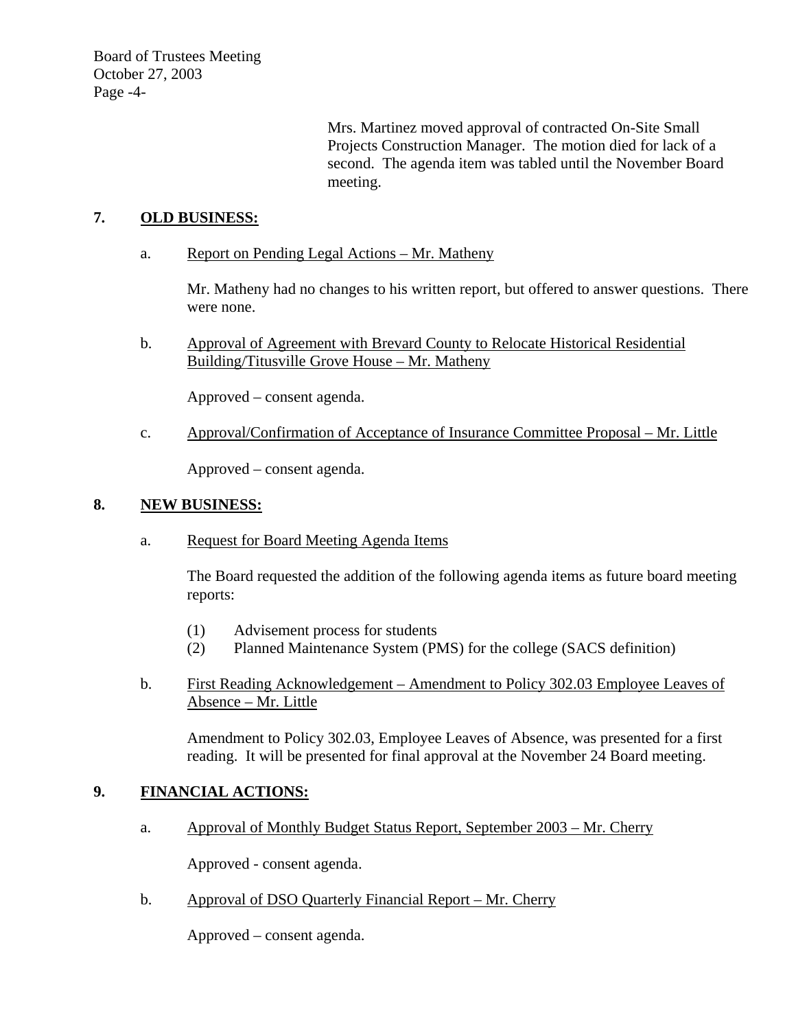Mrs. Martinez moved approval of contracted On-Site Small Projects Construction Manager. The motion died for lack of a second. The agenda item was tabled until the November Board meeting.

## 7. OLD BUSINESS:

a. Report on Pending Legal Actions – Mr. Matheny

Mr. Matheny had no changes to his written report, but offered to answer questions. There were none.

b. Approval of Agreement with Brevard County to Relocate Historical Residential Building/Titusville Grove House – Mr. Matheny

Approved – consent agenda.

c. Approval/Confirmation of Acceptance of Insurance Committee Proposal – Mr. Little

Approved – consent agenda.

## 8. NEW BUSINESS:

a. Request for Board Meeting Agenda Items

The Board requested the addition of the following agenda items as future board meeting reports:

(1) Advisement process for students
(2) Planned Maintenance System (PMS) for the college (SACS definition)

b. First Reading Acknowledgement – Amendment to Policy 302.03 Employee Leaves of Absence – Mr. Little

Amendment to Policy 302.03, Employee Leaves of Absence, was presented for a first reading. It will be presented for final approval at the November 24 Board meeting.

## 9. FINANCIAL ACTIONS:

a. Approval of Monthly Budget Status Report, September 2003 – Mr. Cherry

Approved - consent agenda.

b. Approval of DSO Quarterly Financial Report – Mr. Cherry

Approved – consent agenda.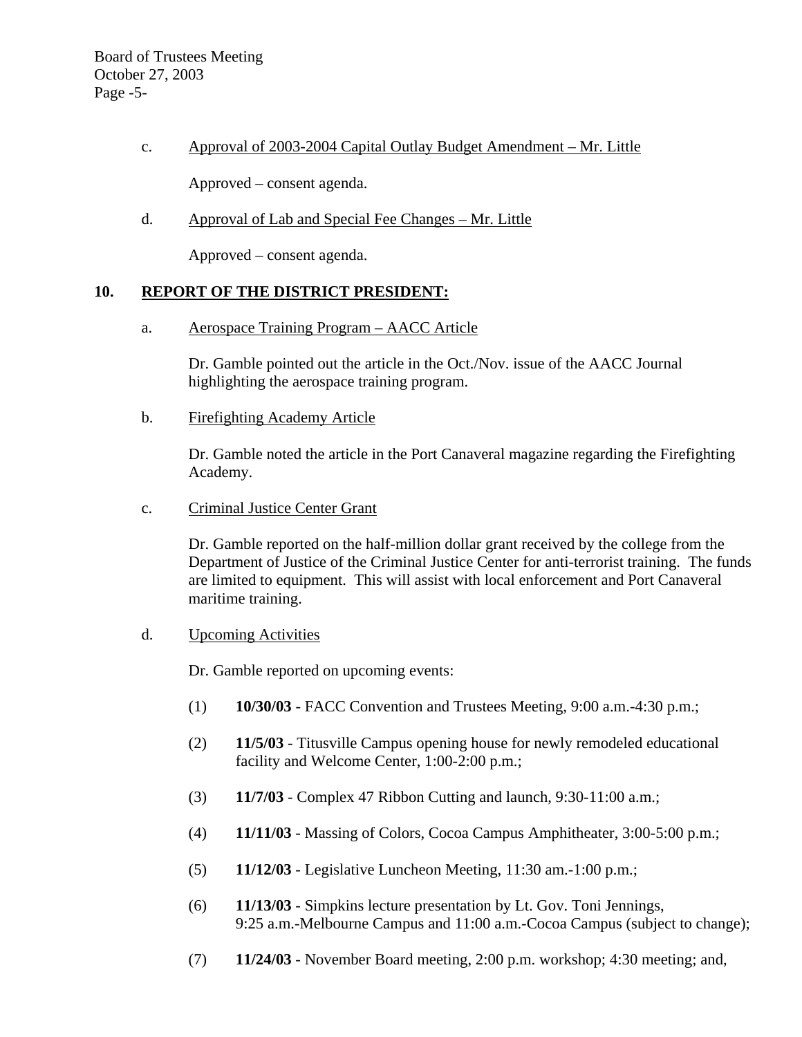c. Approval of 2003-2004 Capital Outlay Budget Amendment – Mr. Little

Approved – consent agenda.

d. Approval of Lab and Special Fee Changes – Mr. Little

Approved – consent agenda.

## 10. REPORT OF THE DISTRICT PRESIDENT:

a. Aerospace Training Program – AACC Article

Dr. Gamble pointed out the article in the Oct./Nov. issue of the AACC Journal highlighting the aerospace training program.

b. Firefighting Academy Article

Dr. Gamble noted the article in the Port Canaveral magazine regarding the Firefighting Academy.

c. Criminal Justice Center Grant

Dr. Gamble reported on the half-million dollar grant received by the college from the Department of Justice of the Criminal Justice Center for anti-terrorist training. The funds are limited to equipment. This will assist with local enforcement and Port Canaveral maritime training.

d. Upcoming Activities

Dr. Gamble reported on upcoming events:

(1) **10/30/03** - FACC Convention and Trustees Meeting, 9:00 a.m.-4:30 p.m.;

(2) **11/5/03** - Titusville Campus opening house for newly remodeled educational facility and Welcome Center, 1:00-2:00 p.m.;

(3) **11/7/03** - Complex 47 Ribbon Cutting and launch, 9:30-11:00 a.m.;

(4) **11/11/03** - Massing of Colors, Cocoa Campus Amphitheater, 3:00-5:00 p.m.;

(5) **11/12/03** - Legislative Luncheon Meeting, 11:30 am.-1:00 p.m.;

(6) **11/13/03** - Simpkins lecture presentation by Lt. Gov. Toni Jennings, 9:25 a.m.-Melbourne Campus and 11:00 a.m.-Cocoa Campus (subject to change);

(7) **11/24/03** - November Board meeting, 2:00 p.m. workshop; 4:30 meeting; and,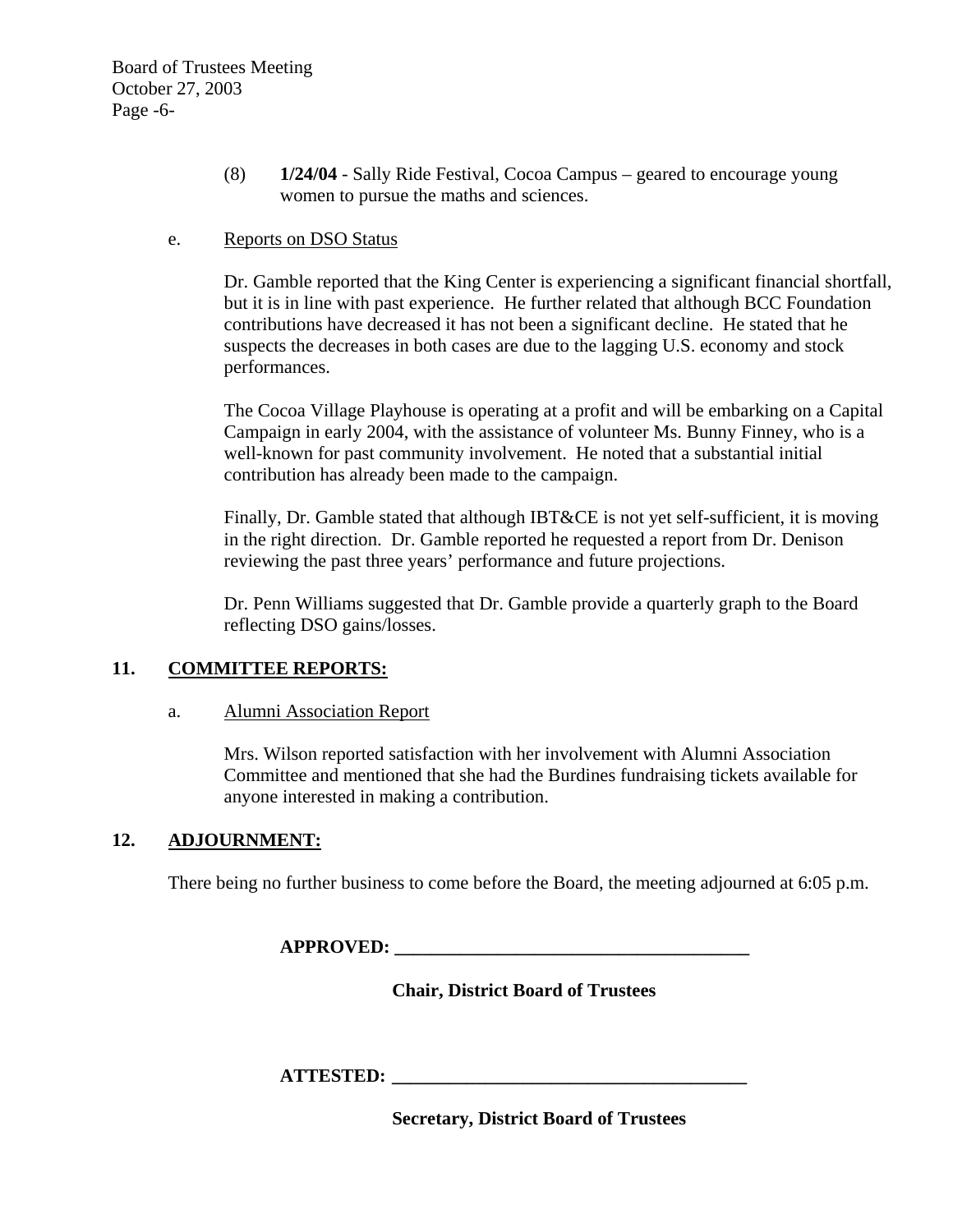(8) **1/24/04** - Sally Ride Festival, Cocoa Campus – geared to encourage young women to pursue the maths and sciences.

e. Reports on DSO Status

Dr. Gamble reported that the King Center is experiencing a significant financial shortfall, but it is in line with past experience. He further related that although BCC Foundation contributions have decreased it has not been a significant decline. He stated that he suspects the decreases in both cases are due to the lagging U.S. economy and stock performances.

The Cocoa Village Playhouse is operating at a profit and will be embarking on a Capital Campaign in early 2004, with the assistance of volunteer Ms. Bunny Finney, who is a well-known for past community involvement. He noted that a substantial initial contribution has already been made to the campaign.

Finally, Dr. Gamble stated that although IBT&CE is not yet self-sufficient, it is moving in the right direction. Dr. Gamble reported he requested a report from Dr. Denison reviewing the past three years' performance and future projections.

Dr. Penn Williams suggested that Dr. Gamble provide a quarterly graph to the Board reflecting DSO gains/losses.

## 11. COMMITTEE REPORTS:

a. Alumni Association Report

Mrs. Wilson reported satisfaction with her involvement with Alumni Association Committee and mentioned that she had the Burdines fundraising tickets available for anyone interested in making a contribution.

## 12. ADJOURNMENT:

There being no further business to come before the Board, the meeting adjourned at 6:05 p.m.

**APPROVED: \_\_\_\_\_\_\_\_\_\_\_\_\_\_\_\_\_\_\_\_\_\_\_\_\_\_\_\_\_\_\_\_\_\_\_\_\_\_**

**Chair, District Board of Trustees**

**ATTESTED: \_\_\_\_\_\_\_\_\_\_\_\_\_\_\_\_\_\_\_\_\_\_\_\_\_\_\_\_\_\_\_\_\_\_\_\_\_\_**

**Secretary, District Board of Trustees**